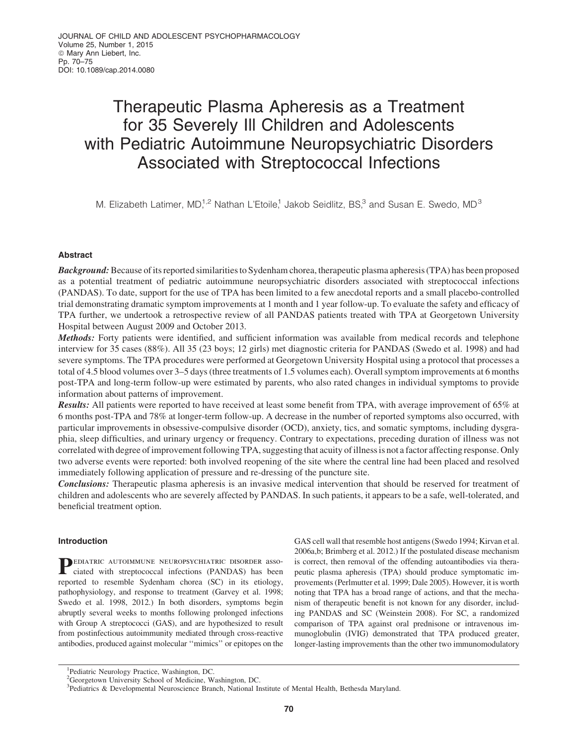# Therapeutic Plasma Apheresis as a Treatment for 35 Severely Ill Children and Adolescents with Pediatric Autoimmune Neuropsychiatric Disorders Associated with Streptococcal Infections

M. Elizabeth Latimer, MD,[1,2] Nathan L'Etoile,[1] Jakob Seidlitz, BS,[3] and Susan E. Swedo, MD[3]

## Abstract

***Background:*** Because of its reported similarities to Sydenham chorea, therapeutic plasma apheresis (TPA) has been proposed as a potential treatment of pediatric autoimmune neuropsychiatric disorders associated with streptococcal infections (PANDAS). To date, support for the use of TPA has been limited to a few anecdotal reports and a small placebo-controlled trial demonstrating dramatic symptom improvements at 1 month and 1 year follow-up. To evaluate the safety and efficacy of TPA further, we undertook a retrospective review of all PANDAS patients treated with TPA at Georgetown University Hospital between August 2009 and October 2013.

***Methods:*** Forty patients were identified, and sufficient information was available from medical records and telephone interview for 35 cases (88%). All 35 (23 boys; 12 girls) met diagnostic criteria for PANDAS (Swedo et al. 1998) and had severe symptoms. The TPA procedures were performed at Georgetown University Hospital using a protocol that processes a total of 4.5 blood volumes over 3–5 days (three treatments of 1.5 volumes each). Overall symptom improvements at 6 months post-TPA and long-term follow-up were estimated by parents, who also rated changes in individual symptoms to provide information about patterns of improvement.

***Results:*** All patients were reported to have received at least some benefit from TPA, with average improvement of 65% at 6 months post-TPA and 78% at longer-term follow-up. A decrease in the number of reported symptoms also occurred, with particular improvements in obsessive-compulsive disorder (OCD), anxiety, tics, and somatic symptoms, including dysgraphia, sleep difficulties, and urinary urgency or frequency. Contrary to expectations, preceding duration of illness was not correlated with degree of improvement following TPA, suggesting that acuity of illness is not a factor affecting response. Only two adverse events were reported: both involved reopening of the site where the central line had been placed and resolved immediately following application of pressure and re-dressing of the puncture site.

***Conclusions:*** Therapeutic plasma apheresis is an invasive medical intervention that should be reserved for treatment of children and adolescents who are severely affected by PANDAS. In such patients, it appears to be a safe, well-tolerated, and beneficial treatment option.

## Introduction

Pediatric autoimmune neuropsychiatric disorder associated with streptococcal infections (PANDAS) has been reported to resemble Sydenham chorea (SC) in its etiology, pathophysiology, and response to treatment (Garvey et al. 1998; Swedo et al. 1998, 2012.) In both disorders, symptoms begin abruptly several weeks to months following prolonged infections with Group A streptococci (GAS), and are hypothesized to result from postinfectious autoimmunity mediated through cross-reactive antibodies, produced against molecular ''mimics'' or epitopes on the GAS cell wall that resemble host antigens (Swedo 1994; Kirvan et al. 2006a,b; Brimberg et al. 2012.) If the postulated disease mechanism is correct, then removal of the offending autoantibodies via therapeutic plasma apheresis (TPA) should produce symptomatic improvements (Perlmutter et al. 1999; Dale 2005). However, it is worth noting that TPA has a broad range of actions, and that the mechanism of therapeutic benefit is not known for any disorder, including PANDAS and SC (Weinstein 2008). For SC, a randomized comparison of TPA against oral prednisone or intravenous immunoglobulin (IVIG) demonstrated that TPA produced greater, longer-lasting improvements than the other two immunomodulatory

---

[1] Pediatric Neurology Practice, Washington, DC.
[2] Georgetown University School of Medicine, Washington, DC.
[3] Pediatrics & Developmental Neuroscience Branch, National Institute of Mental Health, Bethesda Maryland.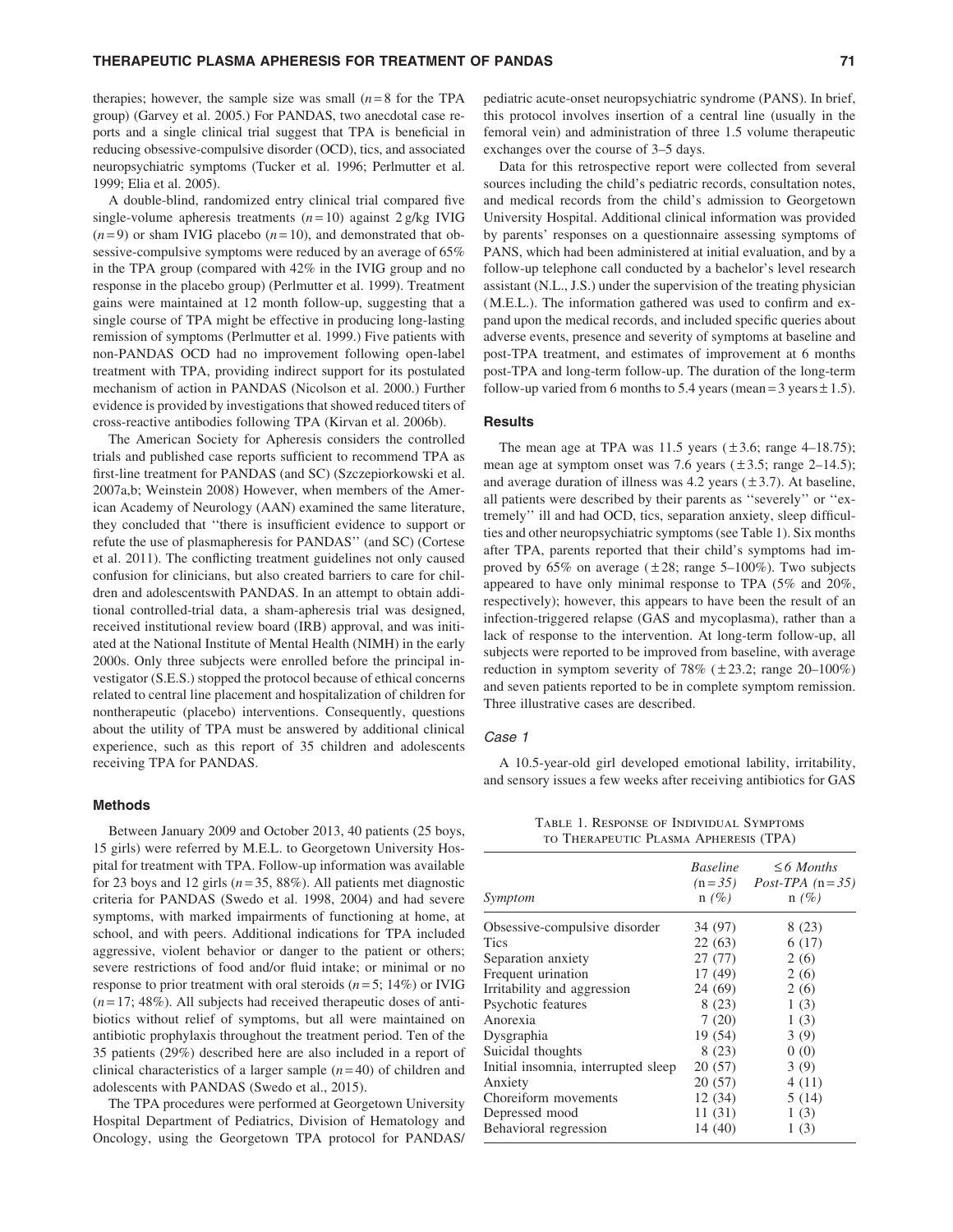therapies; however, the sample size was small ($n=8$ for the TPA group) (Garvey et al. 2005.) For PANDAS, two anecdotal case reports and a single clinical trial suggest that TPA is beneficial in reducing obsessive-compulsive disorder (OCD), tics, and associated neuropsychiatric symptoms (Tucker et al. 1996; Perlmutter et al. 1999; Elia et al. 2005).

A double-blind, randomized entry clinical trial compared five single-volume apheresis treatments ($n=10$) against 2 g/kg IVIG ($n=9$) or sham IVIG placebo ($n=10$), and demonstrated that obsessive-compulsive symptoms were reduced by an average of 65% in the TPA group (compared with 42% in the IVIG group and no response in the placebo group) (Perlmutter et al. 1999). Treatment gains were maintained at 12 month follow-up, suggesting that a single course of TPA might be effective in producing long-lasting remission of symptoms (Perlmutter et al. 1999.) Five patients with non-PANDAS OCD had no improvement following open-label treatment with TPA, providing indirect support for its postulated mechanism of action in PANDAS (Nicolson et al. 2000.) Further evidence is provided by investigations that showed reduced titers of cross-reactive antibodies following TPA (Kirvan et al. 2006b).

The American Society for Apheresis considers the controlled trials and published case reports sufficient to recommend TPA as first-line treatment for PANDAS (and SC) (Szczepiorkowski et al. 2007a,b; Weinstein 2008) However, when members of the American Academy of Neurology (AAN) examined the same literature, they concluded that ''there is insufficient evidence to support or refute the use of plasmapheresis for PANDAS'' (and SC) (Cortese et al. 2011). The conflicting treatment guidelines not only caused confusion for clinicians, but also created barriers to care for children and adolescentswith PANDAS. In an attempt to obtain additional controlled-trial data, a sham-apheresis trial was designed, received institutional review board (IRB) approval, and was initiated at the National Institute of Mental Health (NIMH) in the early 2000s. Only three subjects were enrolled before the principal investigator (S.E.S.) stopped the protocol because of ethical concerns related to central line placement and hospitalization of children for nontherapeutic (placebo) interventions. Consequently, questions about the utility of TPA must be answered by additional clinical experience, such as this report of 35 children and adolescents receiving TPA for PANDAS.

## Methods

Between January 2009 and October 2013, 40 patients (25 boys, 15 girls) were referred by M.E.L. to Georgetown University Hospital for treatment with TPA. Follow-up information was available for 23 boys and 12 girls ($n=35$, 88%). All patients met diagnostic criteria for PANDAS (Swedo et al. 1998, 2004) and had severe symptoms, with marked impairments of functioning at home, at school, and with peers. Additional indications for TPA included aggressive, violent behavior or danger to the patient or others; severe restrictions of food and/or fluid intake; or minimal or no response to prior treatment with oral steroids ($n=5$; 14%) or IVIG ($n=17$; 48%). All subjects had received therapeutic doses of antibiotics without relief of symptoms, but all were maintained on antibiotic prophylaxis throughout the treatment period. Ten of the 35 patients (29%) described here are also included in a report of clinical characteristics of a larger sample ($n=40$) of children and adolescents with PANDAS (Swedo et al., 2015).

The TPA procedures were performed at Georgetown University Hospital Department of Pediatrics, Division of Hematology and Oncology, using the Georgetown TPA protocol for PANDAS/pediatric acute-onset neuropsychiatric syndrome (PANS). In brief, this protocol involves insertion of a central line (usually in the femoral vein) and administration of three 1.5 volume therapeutic exchanges over the course of 3–5 days.

Data for this retrospective report were collected from several sources including the child's pediatric records, consultation notes, and medical records from the child's admission to Georgetown University Hospital. Additional clinical information was provided by parents' responses on a questionnaire assessing symptoms of PANS, which had been administered at initial evaluation, and by a follow-up telephone call conducted by a bachelor's level research assistant (N.L., J.S.) under the supervision of the treating physician (M.E.L.). The information gathered was used to confirm and expand upon the medical records, and included specific queries about adverse events, presence and severity of symptoms at baseline and post-TPA treatment, and estimates of improvement at 6 months post-TPA and long-term follow-up. The duration of the long-term follow-up varied from 6 months to 5.4 years (mean = 3 years ± 1.5).

## Results

The mean age at TPA was 11.5 years (±3.6; range 4–18.75); mean age at symptom onset was 7.6 years (±3.5; range 2–14.5); and average duration of illness was 4.2 years (±3.7). At baseline, all patients were described by their parents as ''severely'' or ''extremely'' ill and had OCD, tics, separation anxiety, sleep difficulties and other neuropsychiatric symptoms (see Table 1). Six months after TPA, parents reported that their child's symptoms had improved by 65% on average (±28; range 5–100%). Two subjects appeared to have only minimal response to TPA (5% and 20%, respectively); however, this appears to have been the result of an infection-triggered relapse (GAS and mycoplasma), rather than a lack of response to the intervention. At long-term follow-up, all subjects were reported to be improved from baseline, with average reduction in symptom severity of 78% (±23.2; range 20–100%) and seven patients reported to be in complete symptom remission. Three illustrative cases are described.

### *Case 1*

A 10.5-year-old girl developed emotional lability, irritability, and sensory issues a few weeks after receiving antibiotics for GAS

Table 1. Response of Individual Symptoms to Therapeutic Plasma Apheresis (TPA)

| Symptom | *Baseline* (n=35) n (%) | *≤6 Months Post-TPA* (n=35) n (%) |
|---|---|---|
| Obsessive-compulsive disorder | 34 (97) | 8 (23) |
| Tics | 22 (63) | 6 (17) |
| Separation anxiety | 27 (77) | 2 (6) |
| Frequent urination | 17 (49) | 2 (6) |
| Irritability and aggression | 24 (69) | 2 (6) |
| Psychotic features | 8 (23) | 1 (3) |
| Anorexia | 7 (20) | 1 (3) |
| Dysgraphia | 19 (54) | 3 (9) |
| Suicidal thoughts | 8 (23) | 0 (0) |
| Initial insomnia, interrupted sleep | 20 (57) | 3 (9) |
| Anxiety | 20 (57) | 4 (11) |
| Choreiform movements | 12 (34) | 5 (14) |
| Depressed mood | 11 (31) | 1 (3) |
| Behavioral regression | 14 (40) | 1 (3) |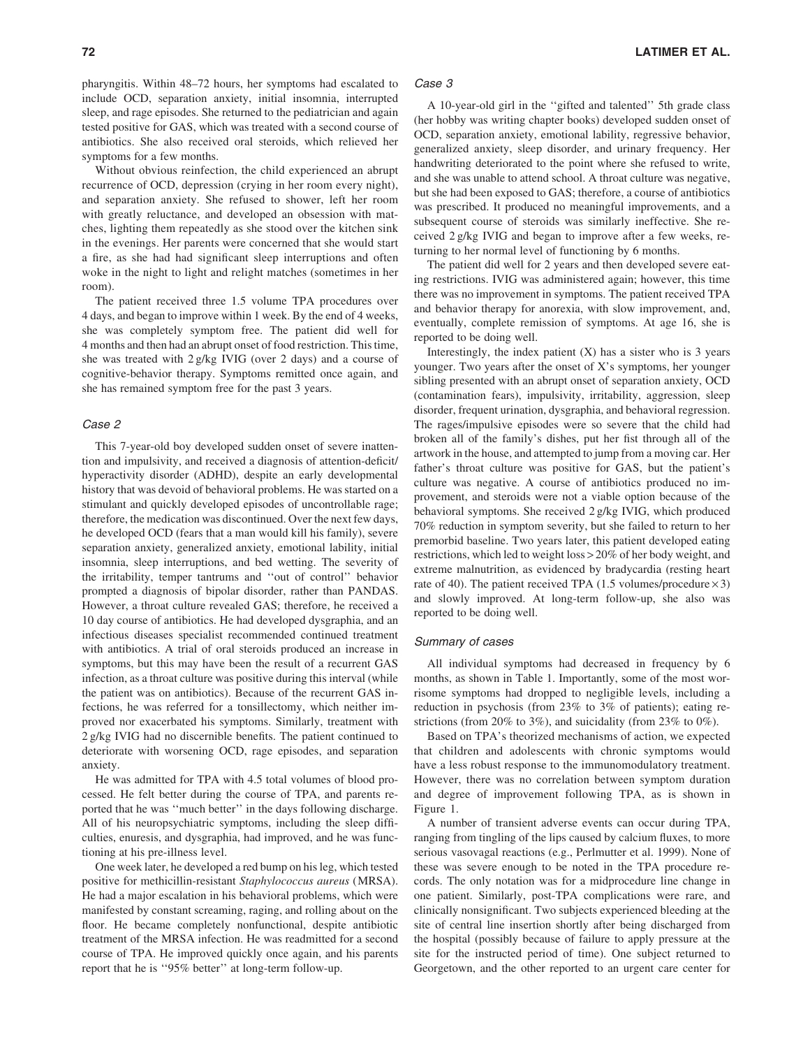pharyngitis. Within 48–72 hours, her symptoms had escalated to include OCD, separation anxiety, initial insomnia, interrupted sleep, and rage episodes. She returned to the pediatrician and again tested positive for GAS, which was treated with a second course of antibiotics. She also received oral steroids, which relieved her symptoms for a few months.

Without obvious reinfection, the child experienced an abrupt recurrence of OCD, depression (crying in her room every night), and separation anxiety. She refused to shower, left her room with greatly reluctance, and developed an obsession with matches, lighting them repeatedly as she stood over the kitchen sink in the evenings. Her parents were concerned that she would start a fire, as she had had significant sleep interruptions and often woke in the night to light and relight matches (sometimes in her room).

The patient received three 1.5 volume TPA procedures over 4 days, and began to improve within 1 week. By the end of 4 weeks, she was completely symptom free. The patient did well for 4 months and then had an abrupt onset of food restriction. This time, she was treated with 2 g/kg IVIG (over 2 days) and a course of cognitive-behavior therapy. Symptoms remitted once again, and she has remained symptom free for the past 3 years.

### *Case 2*

This 7-year-old boy developed sudden onset of severe inattention and impulsivity, and received a diagnosis of attention-deficit/hyperactivity disorder (ADHD), despite an early developmental history that was devoid of behavioral problems. He was started on a stimulant and quickly developed episodes of uncontrollable rage; therefore, the medication was discontinued. Over the next few days, he developed OCD (fears that a man would kill his family), severe separation anxiety, generalized anxiety, emotional lability, initial insomnia, sleep interruptions, and bed wetting. The severity of the irritability, temper tantrums and ''out of control'' behavior prompted a diagnosis of bipolar disorder, rather than PANDAS. However, a throat culture revealed GAS; therefore, he received a 10 day course of antibiotics. He had developed dysgraphia, and an infectious diseases specialist recommended continued treatment with antibiotics. A trial of oral steroids produced an increase in symptoms, but this may have been the result of a recurrent GAS infection, as a throat culture was positive during this interval (while the patient was on antibiotics). Because of the recurrent GAS infections, he was referred for a tonsillectomy, which neither improved nor exacerbated his symptoms. Similarly, treatment with 2 g/kg IVIG had no discernible benefits. The patient continued to deteriorate with worsening OCD, rage episodes, and separation anxiety.

He was admitted for TPA with 4.5 total volumes of blood processed. He felt better during the course of TPA, and parents reported that he was ''much better'' in the days following discharge. All of his neuropsychiatric symptoms, including the sleep difficulties, enuresis, and dysgraphia, had improved, and he was functioning at his pre-illness level.

One week later, he developed a red bump on his leg, which tested positive for methicillin-resistant *Staphylococcus aureus* (MRSA). He had a major escalation in his behavioral problems, which were manifested by constant screaming, raging, and rolling about on the floor. He became completely nonfunctional, despite antibiotic treatment of the MRSA infection. He was readmitted for a second course of TPA. He improved quickly once again, and his parents report that he is ''95% better'' at long-term follow-up.

### *Case 3*

A 10-year-old girl in the ''gifted and talented'' 5th grade class (her hobby was writing chapter books) developed sudden onset of OCD, separation anxiety, emotional lability, regressive behavior, generalized anxiety, sleep disorder, and urinary frequency. Her handwriting deteriorated to the point where she refused to write, and she was unable to attend school. A throat culture was negative, but she had been exposed to GAS; therefore, a course of antibiotics was prescribed. It produced no meaningful improvements, and a subsequent course of steroids was similarly ineffective. She received 2 g/kg IVIG and began to improve after a few weeks, returning to her normal level of functioning by 6 months.

The patient did well for 2 years and then developed severe eating restrictions. IVIG was administered again; however, this time there was no improvement in symptoms. The patient received TPA and behavior therapy for anorexia, with slow improvement, and, eventually, complete remission of symptoms. At age 16, she is reported to be doing well.

Interestingly, the index patient (X) has a sister who is 3 years younger. Two years after the onset of X's symptoms, her younger sibling presented with an abrupt onset of separation anxiety, OCD (contamination fears), impulsivity, irritability, aggression, sleep disorder, frequent urination, dysgraphia, and behavioral regression. The rages/impulsive episodes were so severe that the child had broken all of the family's dishes, put her fist through all of the artwork in the house, and attempted to jump from a moving car. Her father's throat culture was positive for GAS, but the patient's culture was negative. A course of antibiotics produced no improvement, and steroids were not a viable option because of the behavioral symptoms. She received 2 g/kg IVIG, which produced 70% reduction in symptom severity, but she failed to return to her premorbid baseline. Two years later, this patient developed eating restrictions, which led to weight loss > 20% of her body weight, and extreme malnutrition, as evidenced by bradycardia (resting heart rate of 40). The patient received TPA (1.5 volumes/procedure $\times$ 3) and slowly improved. At long-term follow-up, she also was reported to be doing well.

### *Summary of cases*

All individual symptoms had decreased in frequency by 6 months, as shown in Table 1. Importantly, some of the most worrisome symptoms had dropped to negligible levels, including a reduction in psychosis (from 23% to 3% of patients); eating restrictions (from 20% to 3%), and suicidality (from 23% to 0%).

Based on TPA's theorized mechanisms of action, we expected that children and adolescents with chronic symptoms would have a less robust response to the immunomodulatory treatment. However, there was no correlation between symptom duration and degree of improvement following TPA, as is shown in Figure 1.

A number of transient adverse events can occur during TPA, ranging from tingling of the lips caused by calcium fluxes, to more serious vasovagal reactions (e.g., Perlmutter et al. 1999). None of these was severe enough to be noted in the TPA procedure records. The only notation was for a midprocedure line change in one patient. Similarly, post-TPA complications were rare, and clinically nonsignificant. Two subjects experienced bleeding at the site of central line insertion shortly after being discharged from the hospital (possibly because of failure to apply pressure at the site for the instructed period of time). One subject returned to Georgetown, and the other reported to an urgent care center for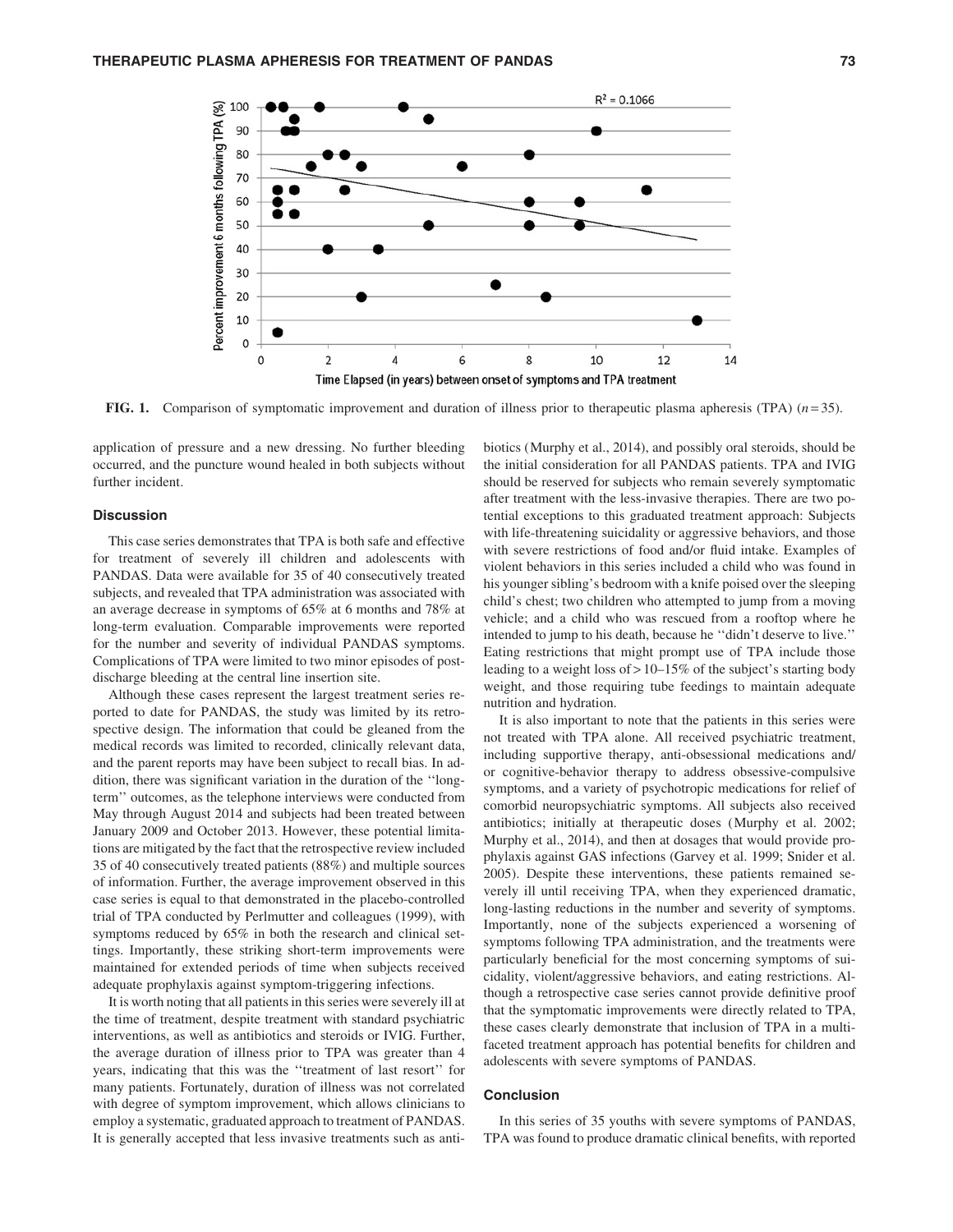$R^2 = 0.1066$

Percent improvement 6 months following TPA (%)

100
90
80
70
60
50
40
30
20
10
0

0 2 4 6 8 10 12 14

Time Elapsed (in years) between onset of symptoms and TPA treatment

**FIG. 1.** Comparison of symptomatic improvement and duration of illness prior to therapeutic plasma apheresis (TPA) ($n = 35$).

application of pressure and a new dressing. No further bleeding occurred, and the puncture wound healed in both subjects without further incident.

### Discussion

This case series demonstrates that TPA is both safe and effective for treatment of severely ill children and adolescents with PANDAS. Data were available for 35 of 40 consecutively treated subjects, and revealed that TPA administration was associated with an average decrease in symptoms of 65% at 6 months and 78% at long-term evaluation. Comparable improvements were reported for the number and severity of individual PANDAS symptoms. Complications of TPA were limited to two minor episodes of post-discharge bleeding at the central line insertion site.

Although these cases represent the largest treatment series reported to date for PANDAS, the study was limited by its retrospective design. The information that could be gleaned from the medical records was limited to recorded, clinically relevant data, and the parent reports may have been subject to recall bias. In addition, there was significant variation in the duration of the ''long-term'' outcomes, as the telephone interviews were conducted from May through August 2014 and subjects had been treated between January 2009 and October 2013. However, these potential limitations are mitigated by the fact that the retrospective review included 35 of 40 consecutively treated patients (88%) and multiple sources of information. Further, the average improvement observed in this case series is equal to that demonstrated in the placebo-controlled trial of TPA conducted by Perlmutter and colleagues (1999), with symptoms reduced by 65% in both the research and clinical settings. Importantly, these striking short-term improvements were maintained for extended periods of time when subjects received adequate prophylaxis against symptom-triggering infections.

It is worth noting that all patients in this series were severely ill at the time of treatment, despite treatment with standard psychiatric interventions, as well as antibiotics and steroids or IVIG. Further, the average duration of illness prior to TPA was greater than 4 years, indicating that this was the ''treatment of last resort'' for many patients. Fortunately, duration of illness was not correlated with degree of symptom improvement, which allows clinicians to employ a systematic, graduated approach to treatment of PANDAS. It is generally accepted that less invasive treatments such as antibiotics (Murphy et al., 2014), and possibly oral steroids, should be the initial consideration for all PANDAS patients. TPA and IVIG should be reserved for subjects who remain severely symptomatic after treatment with the less-invasive therapies. There are two potential exceptions to this graduated treatment approach: Subjects with life-threatening suicidality or aggressive behaviors, and those with severe restrictions of food and/or fluid intake. Examples of violent behaviors in this series included a child who was found in his younger sibling's bedroom with a knife poised over the sleeping child's chest; two children who attempted to jump from a moving vehicle; and a child who was rescued from a rooftop where he intended to jump to his death, because he ''didn't deserve to live.'' Eating restrictions that might prompt use of TPA include those leading to a weight loss of >10–15% of the subject's starting body weight, and those requiring tube feedings to maintain adequate nutrition and hydration.

It is also important to note that the patients in this series were not treated with TPA alone. All received psychiatric treatment, including supportive therapy, anti-obsessional medications and/or cognitive-behavior therapy to address obsessive-compulsive symptoms, and a variety of psychotropic medications for relief of comorbid neuropsychiatric symptoms. All subjects also received antibiotics; initially at therapeutic doses (Murphy et al. 2002; Murphy et al., 2014), and then at dosages that would provide prophylaxis against GAS infections (Garvey et al. 1999; Snider et al. 2005). Despite these interventions, these patients remained severely ill until receiving TPA, when they experienced dramatic, long-lasting reductions in the number and severity of symptoms. Importantly, none of the subjects experienced a worsening of symptoms following TPA administration, and the treatments were particularly beneficial for the most concerning symptoms of suicidality, violent/aggressive behaviors, and eating restrictions. Although a retrospective case series cannot provide definitive proof that the symptomatic improvements were directly related to TPA, these cases clearly demonstrate that inclusion of TPA in a multi-faceted treatment approach has potential benefits for children and adolescents with severe symptoms of PANDAS.

### Conclusion

In this series of 35 youths with severe symptoms of PANDAS, TPA was found to produce dramatic clinical benefits, with reported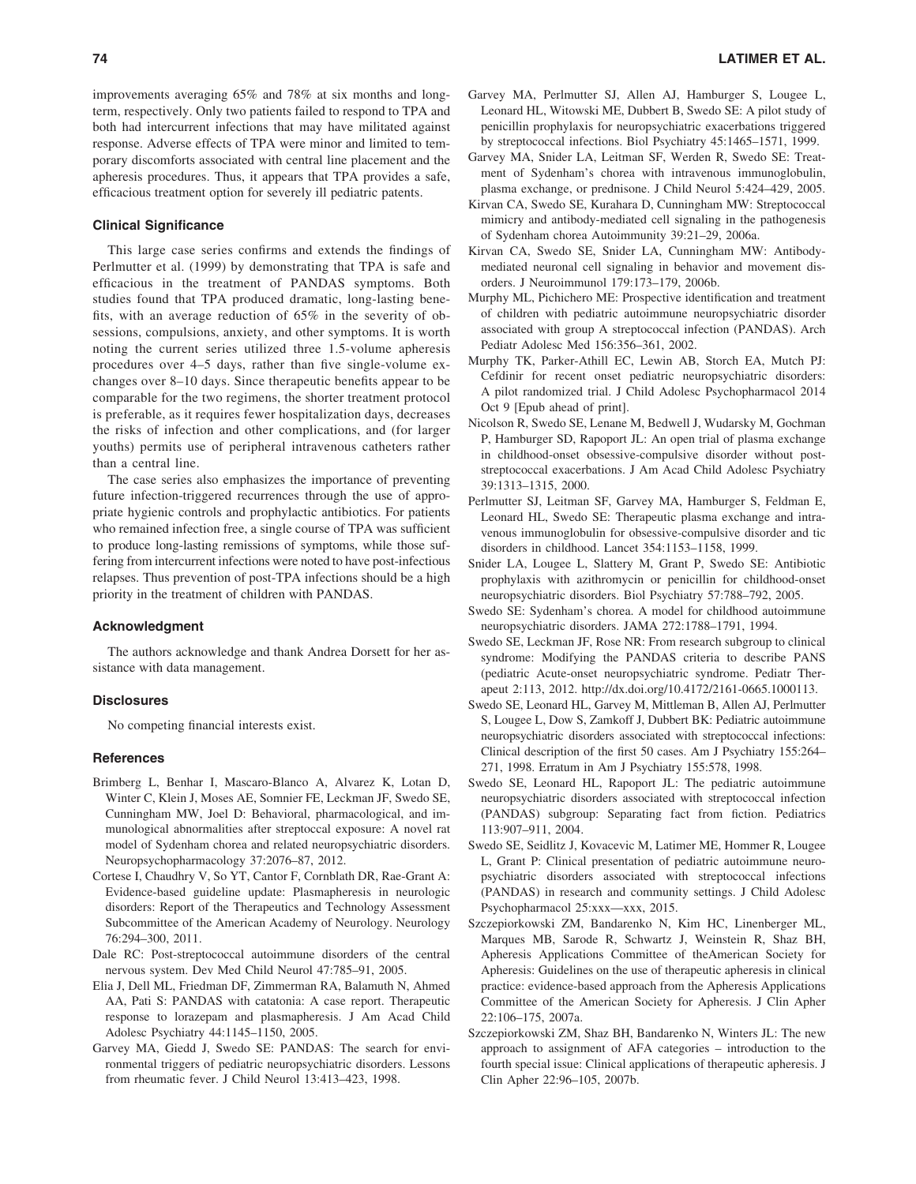improvements averaging 65% and 78% at six months and long-term, respectively. Only two patients failed to respond to TPA and both had intercurrent infections that may have militated against response. Adverse effects of TPA were minor and limited to temporary discomforts associated with central line placement and the apheresis procedures. Thus, it appears that TPA provides a safe, efficacious treatment option for severely ill pediatric patents.

### Clinical Significance

This large case series confirms and extends the findings of Perlmutter et al. (1999) by demonstrating that TPA is safe and efficacious in the treatment of PANDAS symptoms. Both studies found that TPA produced dramatic, long-lasting benefits, with an average reduction of 65% in the severity of obsessions, compulsions, anxiety, and other symptoms. It is worth noting the current series utilized three 1.5-volume apheresis procedures over 4–5 days, rather than five single-volume exchanges over 8–10 days. Since therapeutic benefits appear to be comparable for the two regimens, the shorter treatment protocol is preferable, as it requires fewer hospitalization days, decreases the risks of infection and other complications, and (for larger youths) permits use of peripheral intravenous catheters rather than a central line.

The case series also emphasizes the importance of preventing future infection-triggered recurrences through the use of appropriate hygienic controls and prophylactic antibiotics. For patients who remained infection free, a single course of TPA was sufficient to produce long-lasting remissions of symptoms, while those suffering from intercurrent infections were noted to have post-infectious relapses. Thus prevention of post-TPA infections should be a high priority in the treatment of children with PANDAS.

### Acknowledgment

The authors acknowledge and thank Andrea Dorsett for her assistance with data management.

### Disclosures

No competing financial interests exist.

### References

Brimberg L, Benhar I, Mascaro-Blanco A, Alvarez K, Lotan D, Winter C, Klein J, Moses AE, Somnier FE, Leckman JF, Swedo SE, Cunningham MW, Joel D: Behavioral, pharmacological, and immunological abnormalities after streptoccal exposure: A novel rat model of Sydenham chorea and related neuropsychiatric disorders. Neuropsychopharmacology 37:2076–87, 2012.

Cortese I, Chaudhry V, So YT, Cantor F, Cornblath DR, Rae-Grant A: Evidence-based guideline update: Plasmapheresis in neurologic disorders: Report of the Therapeutics and Technology Assessment Subcommittee of the American Academy of Neurology. Neurology 76:294–300, 2011.

Dale RC: Post-streptococcal autoimmune disorders of the central nervous system. Dev Med Child Neurol 47:785–91, 2005.

Elia J, Dell ML, Friedman DF, Zimmerman RA, Balamuth N, Ahmed AA, Pati S: PANDAS with catatonia: A case report. Therapeutic response to lorazepam and plasmapheresis. J Am Acad Child Adolesc Psychiatry 44:1145–1150, 2005.

Garvey MA, Giedd J, Swedo SE: PANDAS: The search for environmental triggers of pediatric neuropsychiatric disorders. Lessons from rheumatic fever. J Child Neurol 13:413–423, 1998.

Garvey MA, Perlmutter SJ, Allen AJ, Hamburger S, Lougee L, Leonard HL, Witowski ME, Dubbert B, Swedo SE: A pilot study of penicillin prophylaxis for neuropsychiatric exacerbations triggered by streptococcal infections. Biol Psychiatry 45:1465–1571, 1999.

Garvey MA, Snider LA, Leitman SF, Werden R, Swedo SE: Treatment of Sydenham's chorea with intravenous immunoglobulin, plasma exchange, or prednisone. J Child Neurol 5:424–429, 2005.

Kirvan CA, Swedo SE, Kurahara D, Cunningham MW: Streptococcal mimicry and antibody-mediated cell signaling in the pathogenesis of Sydenham chorea Autoimmunity 39:21–29, 2006a.

Kirvan CA, Swedo SE, Snider LA, Cunningham MW: Antibody-mediated neuronal cell signaling in behavior and movement disorders. J Neuroimmunol 179:173–179, 2006b.

Murphy ML, Pichichero ME: Prospective identification and treatment of children with pediatric autoimmune neuropsychiatric disorder associated with group A streptococcal infection (PANDAS). Arch Pediatr Adolesc Med 156:356–361, 2002.

Murphy TK, Parker-Athill EC, Lewin AB, Storch EA, Mutch PJ: Cefdinir for recent onset pediatric neuropsychiatric disorders: A pilot randomized trial. J Child Adolesc Psychopharmacol 2014 Oct 9 [Epub ahead of print].

Nicolson R, Swedo SE, Lenane M, Bedwell J, Wudarsky M, Gochman P, Hamburger SD, Rapoport JL: An open trial of plasma exchange in childhood-onset obsessive-compulsive disorder without post-streptococcal exacerbations. J Am Acad Child Adolesc Psychiatry 39:1313–1315, 2000.

Perlmutter SJ, Leitman SF, Garvey MA, Hamburger S, Feldman E, Leonard HL, Swedo SE: Therapeutic plasma exchange and intravenous immunoglobulin for obsessive-compulsive disorder and tic disorders in childhood. Lancet 354:1153–1158, 1999.

Snider LA, Lougee L, Slattery M, Grant P, Swedo SE: Antibiotic prophylaxis with azithromycin or penicillin for childhood-onset neuropsychiatric disorders. Biol Psychiatry 57:788–792, 2005.

Swedo SE: Sydenham's chorea. A model for childhood autoimmune neuropsychiatric disorders. JAMA 272:1788–1791, 1994.

Swedo SE, Leckman JF, Rose NR: From research subgroup to clinical syndrome: Modifying the PANDAS criteria to describe PANS (pediatric Acute-onset neuropsychiatric syndrome. Pediatr Therapeut 2:113, 2012. http://dx.doi.org/10.4172/2161-0665.1000113.

Swedo SE, Leonard HL, Garvey M, Mittleman B, Allen AJ, Perlmutter S, Lougee L, Dow S, Zamkoff J, Dubbert BK: Pediatric autoimmune neuropsychiatric disorders associated with streptococcal infections: Clinical description of the first 50 cases. Am J Psychiatry 155:264–271, 1998. Erratum in Am J Psychiatry 155:578, 1998.

Swedo SE, Leonard HL, Rapoport JL: The pediatric autoimmune neuropsychiatric disorders associated with streptococcal infection (PANDAS) subgroup: Separating fact from fiction. Pediatrics 113:907–911, 2004.

Swedo SE, Seidlitz J, Kovacevic M, Latimer ME, Hommer R, Lougee L, Grant P: Clinical presentation of pediatric autoimmune neuropsychiatric disorders associated with streptococcal infections (PANDAS) in research and community settings. J Child Adolesc Psychopharmacol 25:xxx—xxx, 2015.

Szczepiorkowski ZM, Bandarenko N, Kim HC, Linenberger ML, Marques MB, Sarode R, Schwartz J, Weinstein R, Shaz BH, Apheresis Applications Committee of theAmerican Society for Apheresis: Guidelines on the use of therapeutic apheresis in clinical practice: evidence-based approach from the Apheresis Applications Committee of the American Society for Apheresis. J Clin Apher 22:106–175, 2007a.

Szczepiorkowski ZM, Shaz BH, Bandarenko N, Winters JL: The new approach to assignment of AFA categories – introduction to the fourth special issue: Clinical applications of therapeutic apheresis. J Clin Apher 22:96–105, 2007b.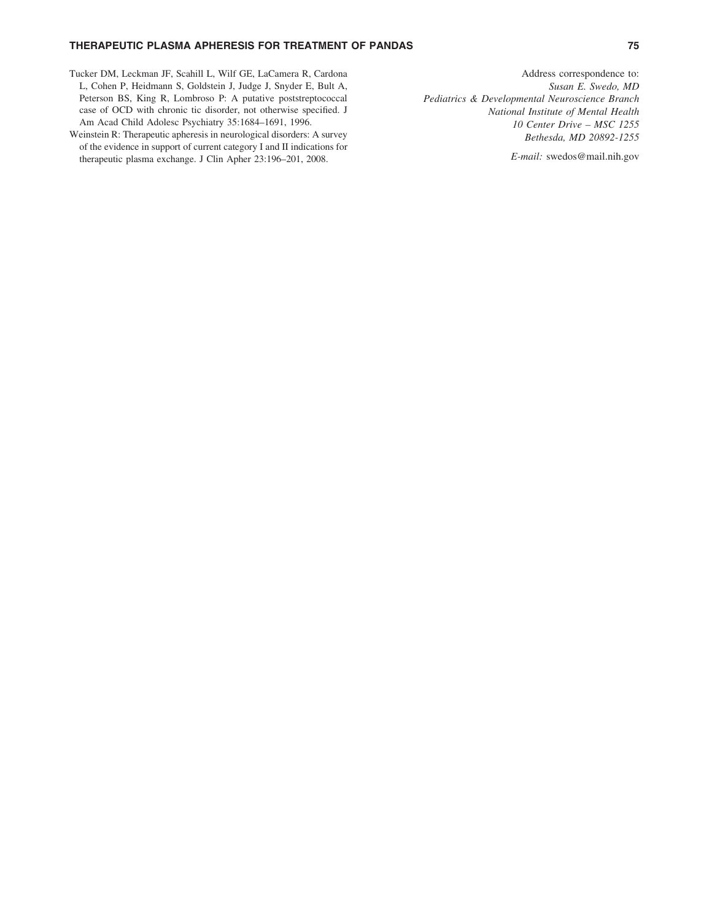Tucker DM, Leckman JF, Scahill L, Wilf GE, LaCamera R, Cardona L, Cohen P, Heidmann S, Goldstein J, Judge J, Snyder E, Bult A, Peterson BS, King R, Lombroso P: A putative poststreptococcal case of OCD with chronic tic disorder, not otherwise specified. J Am Acad Child Adolesc Psychiatry 35:1684–1691, 1996.

Weinstein R: Therapeutic apheresis in neurological disorders: A survey of the evidence in support of current category I and II indications for therapeutic plasma exchange. J Clin Apher 23:196–201, 2008.

Address correspondence to:
*Susan E. Swedo, MD*
*Pediatrics & Developmental Neuroscience Branch*
*National Institute of Mental Health*
*10 Center Drive – MSC 1255*
*Bethesda, MD 20892-1255*

*E-mail:* swedos@mail.nih.gov